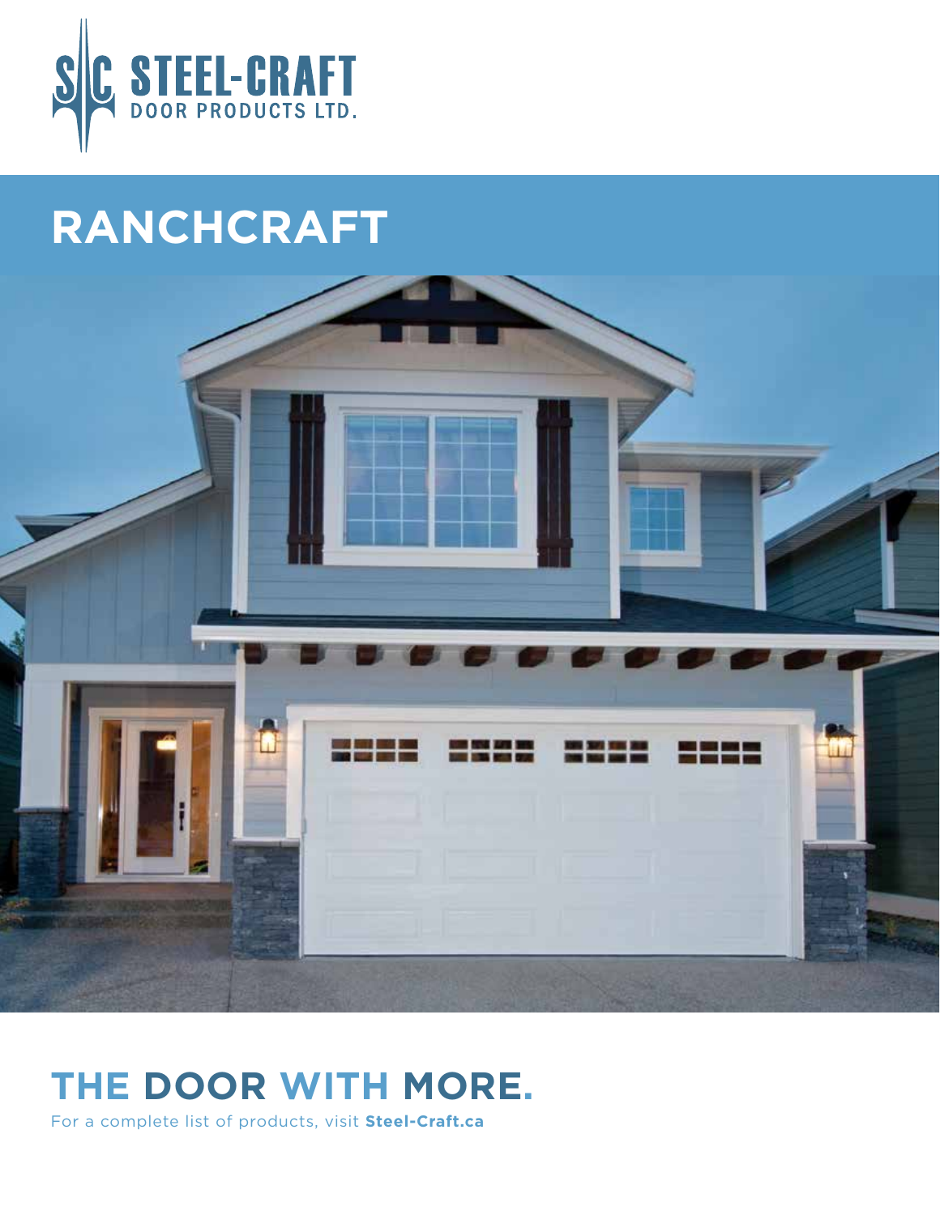STEEL-CRAFT
DOOR PRODUCTS LTD.

# RANCHCRAFT

## THE DOOR WITH MORE.

For a complete list of products, visit **Steel-Craft.ca**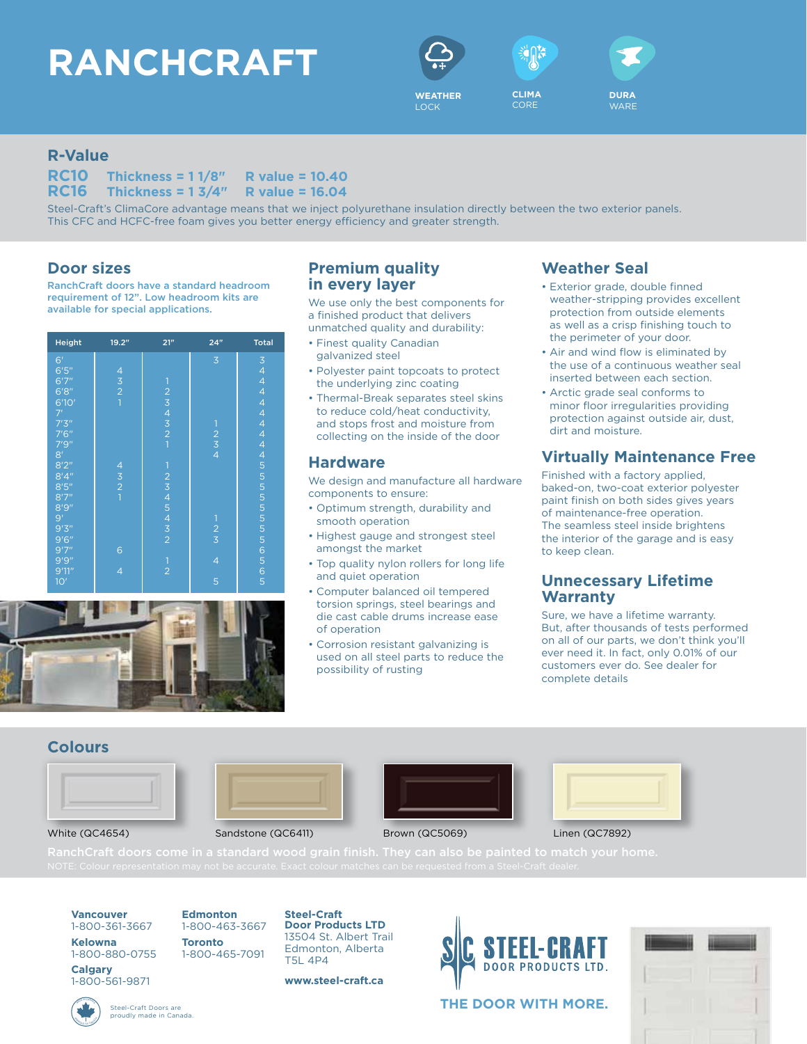# RANCHCRAFT

WEATHER LOCK

CLIMA CORE

DURA WARE

## R-Value

**RC10** Thickness = 1 1/8" R value = 10.40
**RC16** Thickness = 1 3/4" R value = 16.04

Steel-Craft's ClimaCore advantage means that we inject polyurethane insulation directly between the two exterior panels. This CFC and HCFC-free foam gives you better energy efficiency and greater strength.

## Door sizes

RanchCraft doors have a standard headroom requirement of 12". Low headroom kits are available for special applications.

| Height | 19.2" | 21" | 24" | Total |
|---|---|---|---|---|
| 6' | | | 3 | 3 |
| 6'5" | 4 | | | 4 |
| 6'7" | 3 | 1 | | 4 |
| 6'8" | 2 | 2 | | 4 |
| 6'10' | 1 | 3 | | 4 |
| 7' | | 4 | | 4 |
| 7'3" | | 3 | 1 | 4 |
| 7'6" | | 2 | 2 | 4 |
| 7'9" | | 1 | 3 | 4 |
| 8' | | | 4 | 4 |
| 8'2" | 4 | 1 | | 5 |
| 8'4" | 3 | 2 | | 5 |
| 8'5" | 2 | 3 | | 5 |
| 8'7" | 1 | 4 | | 5 |
| 8'9" | | 5 | | 5 |
| 9' | | 4 | 1 | 5 |
| 9'3" | | 3 | 2 | 5 |
| 9'6" | | 2 | 3 | 5 |
| 9'7" | 6 | | | 6 |
| 9'9" | | 1 | 4 | 5 |
| 9'11" | 4 | 2 | | 6 |
| 10' | | | 5 | 5 |

## Premium quality in every layer

We use only the best components for a finished product that delivers unmatched quality and durability:

- Finest quality Canadian galvanized steel
- Polyester paint topcoats to protect the underlying zinc coating
- Thermal-Break separates steel skins to reduce cold/heat conductivity, and stops frost and moisture from collecting on the inside of the door

## Hardware

We design and manufacture all hardware components to ensure:

- Optimum strength, durability and smooth operation
- Highest gauge and strongest steel amongst the market
- Top quality nylon rollers for long life and quiet operation
- Computer balanced oil tempered torsion springs, steel bearings and die cast cable drums increase ease of operation
- Corrosion resistant galvanizing is used on all steel parts to reduce the possibility of rusting

## Weather Seal

- Exterior grade, double finned weather-stripping provides excellent protection from outside elements as well as a crisp finishing touch to the perimeter of your door.
- Air and wind flow is eliminated by the use of a continuous weather seal inserted between each section.
- Arctic grade seal conforms to minor floor irregularities providing protection against outside air, dust, dirt and moisture.

## Virtually Maintenance Free

Finished with a factory applied, baked-on, two-coat exterior polyester paint finish on both sides gives years of maintenance-free operation.
The seamless steel inside brightens the interior of the garage and is easy to keep clean.

## Unnecessary Lifetime Warranty

Sure, we have a lifetime warranty. But, after thousands of tests performed on all of our parts, we don't think you'll ever need it. In fact, only 0.01% of our customers ever do. See dealer for complete details

## Colours

White (QC4654)

Sandstone (QC6411)

Brown (QC5069)

Linen (QC7892)

RanchCraft doors come in a standard wood grain finish. They can also be painted to match your home.

NOTE: Colour representation may not be accurate. Exact colour matches can be requested from a Steel-Craft dealer.

**Vancouver**
1-800-361-3667

**Kelowna**
1-800-880-0755

**Calgary**
1-800-561-9871

**Edmonton**
1-800-463-3667

**Toronto**
1-800-465-7091

**Steel-Craft Door Products LTD**
13504 St. Albert Trail
Edmonton, Alberta
T5L 4P4

**www.steel-craft.ca**

STEEL-CRAFT DOOR PRODUCTS LTD.

THE DOOR WITH MORE.

Steel-Craft Doors are proudly made in Canada.